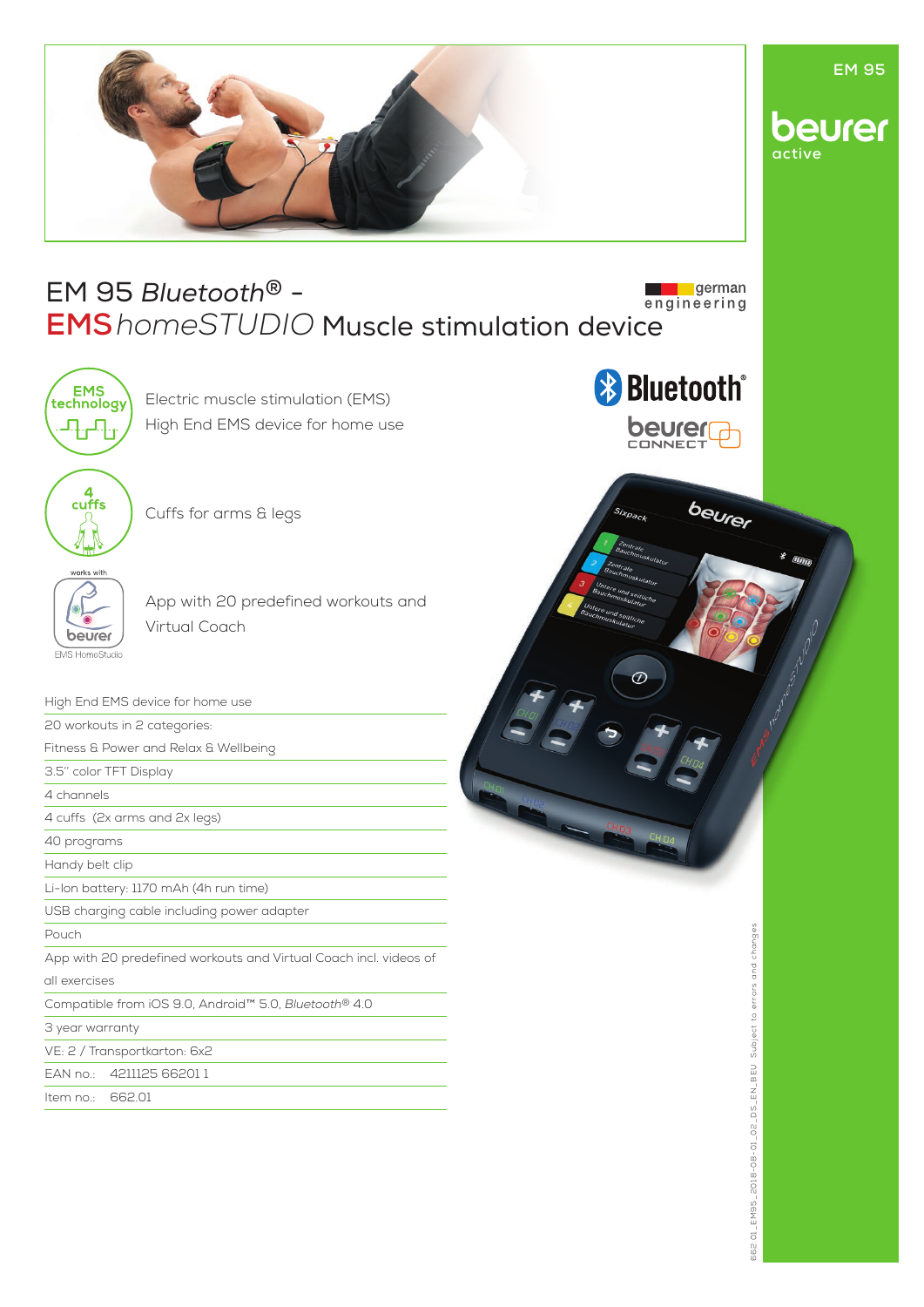EM 95

beurer active

# EM 95 *Bluetooth*® – EMS *homeSTUDIO* Muscle stimulation device

german engineering

Electric muscle stimulation (EMS)
High End EMS device for home use

Cuffs for arms & legs

App with 20 predefined workouts and Virtual Coach

- High End EMS device for home use
- 20 workouts in 2 categories: Fitness & Power and Relax & Wellbeing
- 3.5" color TFT Display
- 4 channels
- 4 cuffs (2x arms and 2x legs)
- 40 programs
- Handy belt clip
- Li-Ion battery: 1170 mAh (4h run time)
- USB charging cable including power adapter
- Pouch
- App with 20 predefined workouts and Virtual Coach incl. videos of all exercises
- Compatible from iOS 9.0, Android™ 5.0, *Bluetooth*® 4.0
- 3 year warranty
- VE: 2 / Transportkarton: 6x2
- EAN no.: 4211125 66201 1
- Item no.: 662.01

662.01_EM95_2018-08-01_02_DS_EN_BEU Subject to errors and changes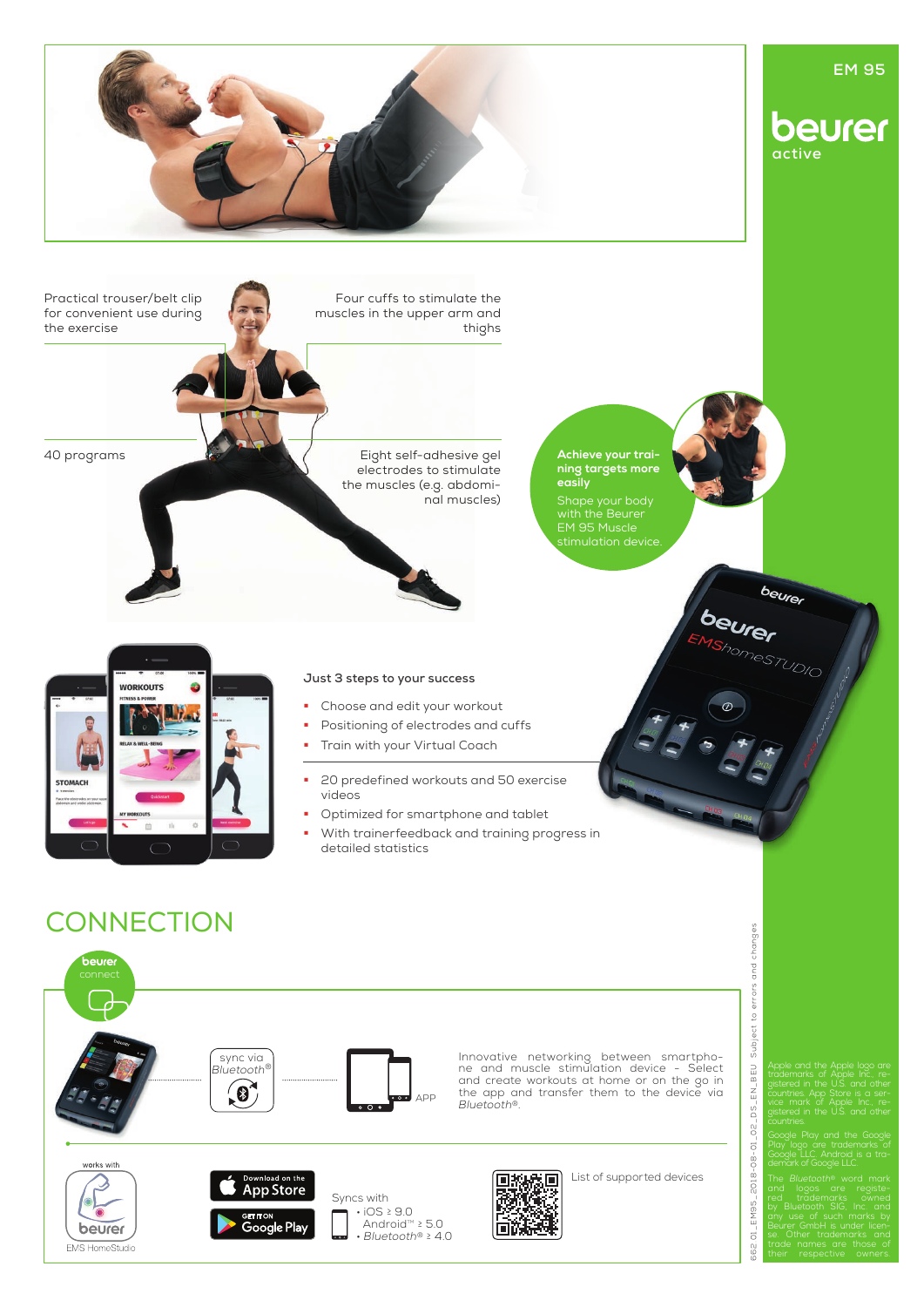EM 95

beurer active

Practical trouser/belt clip for convenient use during the exercise

Four cuffs to stimulate the muscles in the upper arm and thighs

40 programs

Eight self-adhesive gel electrodes to stimulate the muscles (e.g. abdominal muscles)

**Achieve your training targets more easily**

Shape your body with the Beurer EM 95 Muscle stimulation device.

Just 3 steps to your success

- Choose and edit your workout
- Positioning of electrodes and cuffs
- Train with your Virtual Coach

- 20 predefined workouts and 50 exercise videos
- Optimized for smartphone and tablet
- With trainerfeedback and training progress in detailed statistics

## CONNECTION

beurer connect

sync via *Bluetooth*®

APP

Innovative networking between smartphone and muscle stimulation device – Select and create workouts at home or on the go in the app and transfer them to the device via *Bluetooth*®.

works with

beurer EMS HomeStudio

Download on the App Store

GET IT ON Google Play

Syncs with
- iOS ≥ 9.0
- Android™ ≥ 5.0
- *Bluetooth*® ≥ 4.0

List of supported devices

Apple and the Apple logo are trademarks of Apple Inc., registered in the U.S. and other countries. App Store is a service mark of Apple Inc., registered in the U.S. and other countries.

Google Play and the Google Play logo are trademarks of Google LLC. Android is a trademark of Google LLC.

The *Bluetooth*® word mark and logos are registered trademarks owned by Bluetooth SIG, Inc. and any use of such marks by Beurer GmbH is under license. Other trademarks and trade names are those of their respective owners.

662 01_EM95_2018-08-01_02_DS_EN_BEU Subject to errors and changes